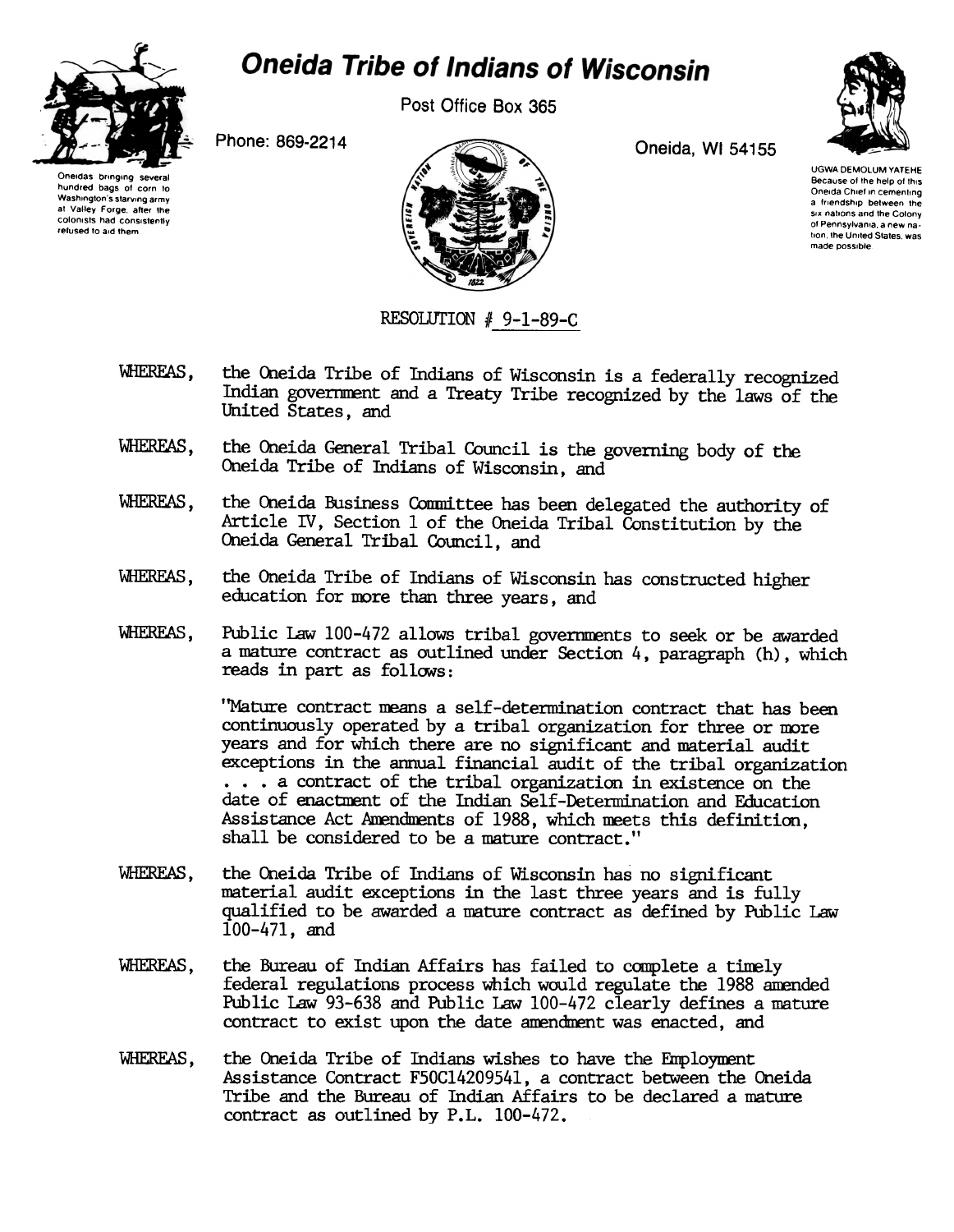# Oneida Tribe of Indians of Wisconsin

Post Office Box 365

Phone: 869-2214

Oneida, WI 54155

Oneidas bringing several hundred bags of corn to Washington's starving army at Valley Forge, after the colonists had consistently refused to aid them

UGWA DEMOLUM YATEHE Because of the help of this Oneida Chief in cementing a friendship between the six nations and the Colony of Pennsylvania, a new nation, the United States, was made possible

RESOLUTION # 9-1-89-C

WHEREAS, the Oneida Tribe of Indians of Wisconsin is a federally recognized Indian government and a Treaty Tribe recognized by the laws of the United States, and

WHEREAS, the Oneida General Tribal Council is the governing body of the Oneida Tribe of Indians of Wisconsin, and

WHEREAS, the Oneida Business Committee has been delegated the authority of Article IV, Section 1 of the Oneida Tribal Constitution by the Oneida General Tribal Council, and

WHEREAS, the Oneida Tribe of Indians of Wisconsin has constructed higher education for more than three years, and

WHEREAS, Public Law 100-472 allows tribal governments to seek or be awarded a mature contract as outlined under Section 4, paragraph (h), which reads in part as follows:

"Mature contract means a self-determination contract that has been continuously operated by a tribal organization for three or more years and for which there are no significant and material audit exceptions in the annual financial audit of the tribal organization . . . a contract of the tribal organization in existence on the date of enactment of the Indian Self-Determination and Education Assistance Act Amendments of 1988, which meets this definition, shall be considered to be a mature contract."

WHEREAS, the Oneida Tribe of Indians of Wisconsin has no significant material audit exceptions in the last three years and is fully qualified to be awarded a mature contract as defined by Public Law 100-471, and

WHEREAS, the Bureau of Indian Affairs has failed to complete a timely federal regulations process which would regulate the 1988 amended Public Law 93-638 and Public Law 100-472 clearly defines a mature contract to exist upon the date amendment was enacted, and

WHEREAS, the Oneida Tribe of Indians wishes to have the Employment Assistance Contract F50C14209541, a contract between the Oneida Tribe and the Bureau of Indian Affairs to be declared a mature contract as outlined by P.L. 100-472.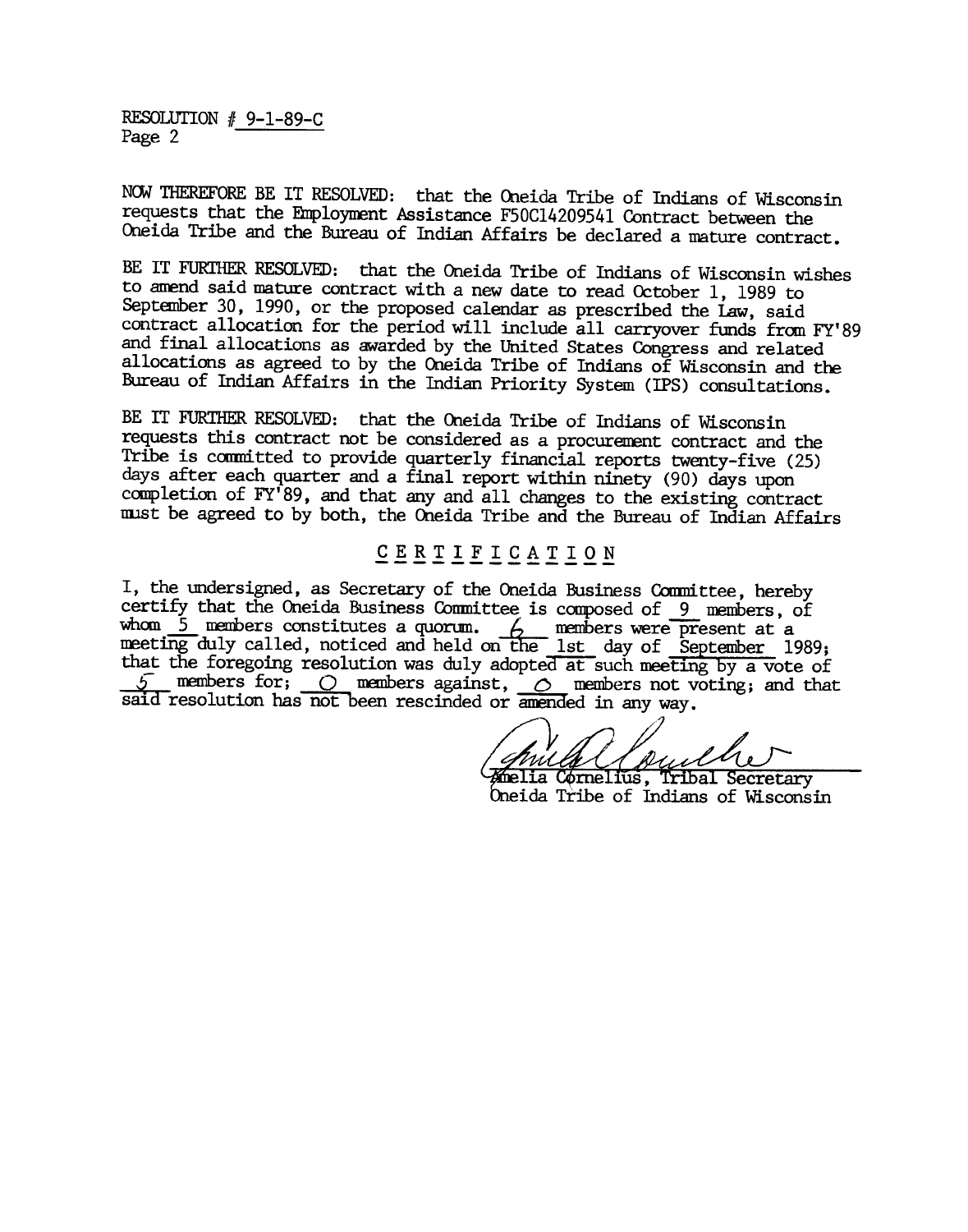RESOLUTION # 9-1-89-C
Page 2

NOW THEREFORE BE IT RESOLVED: that the Oneida Tribe of Indians of Wisconsin requests that the Employment Assistance F50C14209541 Contract between the Oneida Tribe and the Bureau of Indian Affairs be declared a mature contract.

BE IT FURTHER RESOLVED: that the Oneida Tribe of Indians of Wisconsin wishes to amend said mature contract with a new date to read October 1, 1989 to September 30, 1990, or the proposed calendar as prescribed the Law, said contract allocation for the period will include all carryover funds from FY'89 and final allocations as awarded by the United States Congress and related allocations as agreed to by the Oneida Tribe of Indians of Wisconsin and the Bureau of Indian Affairs in the Indian Priority System (IPS) consultations.

BE IT FURTHER RESOLVED: that the Oneida Tribe of Indians of Wisconsin requests this contract not be considered as a procurement contract and the Tribe is committed to provide quarterly financial reports twenty-five (25) days after each quarter and a final report within ninety (90) days upon completion of FY'89, and that any and all changes to the existing contract must be agreed to by both, the Oneida Tribe and the Bureau of Indian Affairs

## CERTIFICATION

I, the undersigned, as Secretary of the Oneida Business Committee, hereby certify that the Oneida Business Committee is composed of 9 members, of whom 5 members constitutes a quorum. 6 members were present at a meeting duly called, noticed and held on the 1st day of September 1989; that the foregoing resolution was duly adopted at such meeting by a vote of 5 members for; 0 members against, 0 members not voting; and that said resolution has not been rescinded or amended in any way.

Amelia Cornelius, Tribal Secretary
Oneida Tribe of Indians of Wisconsin